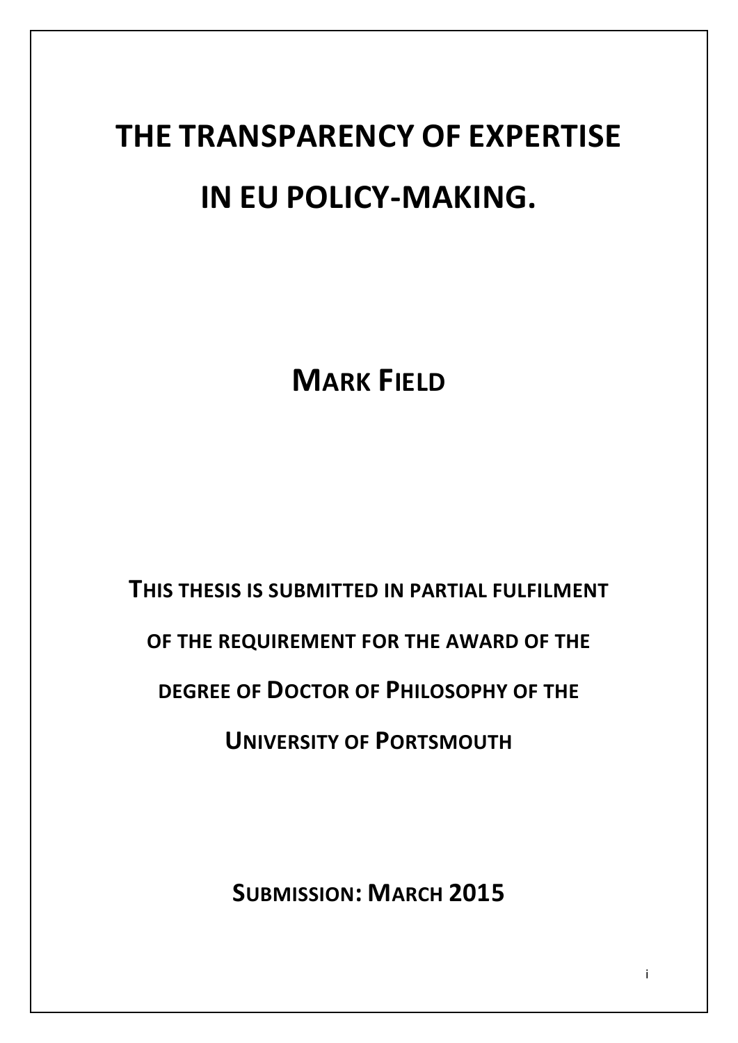# THE TRANSPARENCY OF EXPERTISE IN EU POLICY-MAKING.

## MARK FIELD

**THIS THESIS IS SUBMITTED IN PARTIAL FULFILMENT OF THE REQUIREMENT FOR THE AWARD OF THE DEGREE OF DOCTOR OF PHILOSOPHY OF THE UNIVERSITY OF PORTSMOUTH**

**SUBMISSION: MARCH 2015**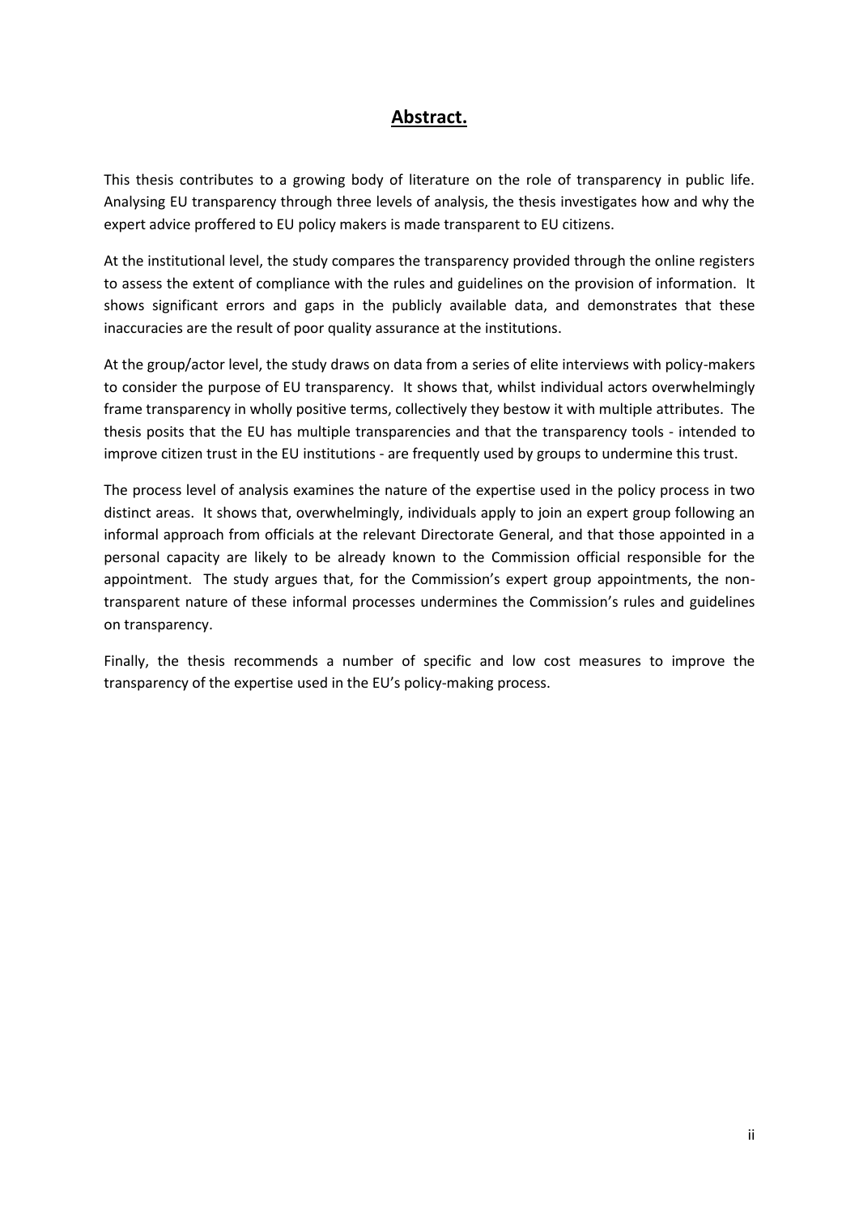# Abstract.

This thesis contributes to a growing body of literature on the role of transparency in public life. Analysing EU transparency through three levels of analysis, the thesis investigates how and why the expert advice proffered to EU policy makers is made transparent to EU citizens.

At the institutional level, the study compares the transparency provided through the online registers to assess the extent of compliance with the rules and guidelines on the provision of information. It shows significant errors and gaps in the publicly available data, and demonstrates that these inaccuracies are the result of poor quality assurance at the institutions.

At the group/actor level, the study draws on data from a series of elite interviews with policy-makers to consider the purpose of EU transparency. It shows that, whilst individual actors overwhelmingly frame transparency in wholly positive terms, collectively they bestow it with multiple attributes. The thesis posits that the EU has multiple transparencies and that the transparency tools - intended to improve citizen trust in the EU institutions - are frequently used by groups to undermine this trust.

The process level of analysis examines the nature of the expertise used in the policy process in two distinct areas. It shows that, overwhelmingly, individuals apply to join an expert group following an informal approach from officials at the relevant Directorate General, and that those appointed in a personal capacity are likely to be already known to the Commission official responsible for the appointment. The study argues that, for the Commission's expert group appointments, the non-transparent nature of these informal processes undermines the Commission's rules and guidelines on transparency.

Finally, the thesis recommends a number of specific and low cost measures to improve the transparency of the expertise used in the EU's policy-making process.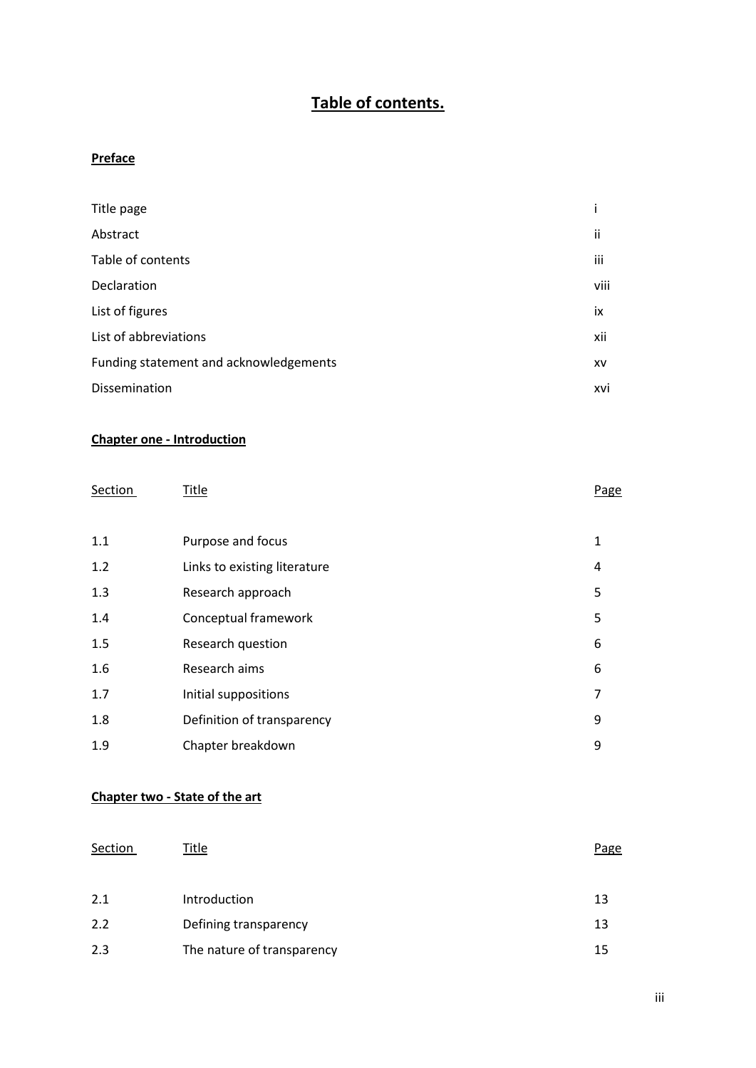# Table of contents.

## Preface

| | |
|---|---|
| Title page | i |
| Abstract | ii |
| Table of contents | iii |
| Declaration | viii |
| List of figures | ix |
| List of abbreviations | xii |
| Funding statement and acknowledgements | xv |
| Dissemination | xvi |

## Chapter one - Introduction

| Section | Title | Page |
|---|---|---|
| 1.1 | Purpose and focus | 1 |
| 1.2 | Links to existing literature | 4 |
| 1.3 | Research approach | 5 |
| 1.4 | Conceptual framework | 5 |
| 1.5 | Research question | 6 |
| 1.6 | Research aims | 6 |
| 1.7 | Initial suppositions | 7 |
| 1.8 | Definition of transparency | 9 |
| 1.9 | Chapter breakdown | 9 |

## Chapter two - State of the art

| Section | Title | Page |
|---|---|---|
| 2.1 | Introduction | 13 |
| 2.2 | Defining transparency | 13 |
| 2.3 | The nature of transparency | 15 |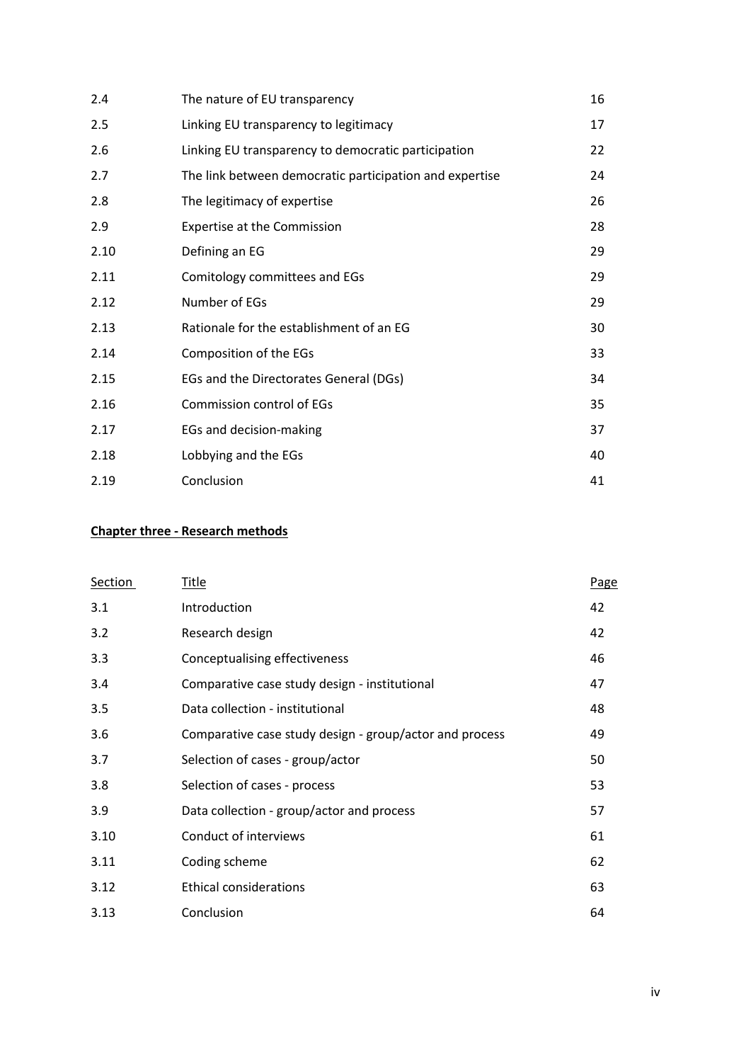| | | |
|---|---|---|
| 2.4 | The nature of EU transparency | 16 |
| 2.5 | Linking EU transparency to legitimacy | 17 |
| 2.6 | Linking EU transparency to democratic participation | 22 |
| 2.7 | The link between democratic participation and expertise | 24 |
| 2.8 | The legitimacy of expertise | 26 |
| 2.9 | Expertise at the Commission | 28 |
| 2.10 | Defining an EG | 29 |
| 2.11 | Comitology committees and EGs | 29 |
| 2.12 | Number of EGs | 29 |
| 2.13 | Rationale for the establishment of an EG | 30 |
| 2.14 | Composition of the EGs | 33 |
| 2.15 | EGs and the Directorates General (DGs) | 34 |
| 2.16 | Commission control of EGs | 35 |
| 2.17 | EGs and decision-making | 37 |
| 2.18 | Lobbying and the EGs | 40 |
| 2.19 | Conclusion | 41 |

**Chapter three - Research methods**

| Section | Title | Page |
|---|---|---|
| 3.1 | Introduction | 42 |
| 3.2 | Research design | 42 |
| 3.3 | Conceptualising effectiveness | 46 |
| 3.4 | Comparative case study design - institutional | 47 |
| 3.5 | Data collection - institutional | 48 |
| 3.6 | Comparative case study design - group/actor and process | 49 |
| 3.7 | Selection of cases - group/actor | 50 |
| 3.8 | Selection of cases - process | 53 |
| 3.9 | Data collection - group/actor and process | 57 |
| 3.10 | Conduct of interviews | 61 |
| 3.11 | Coding scheme | 62 |
| 3.12 | Ethical considerations | 63 |
| 3.13 | Conclusion | 64 |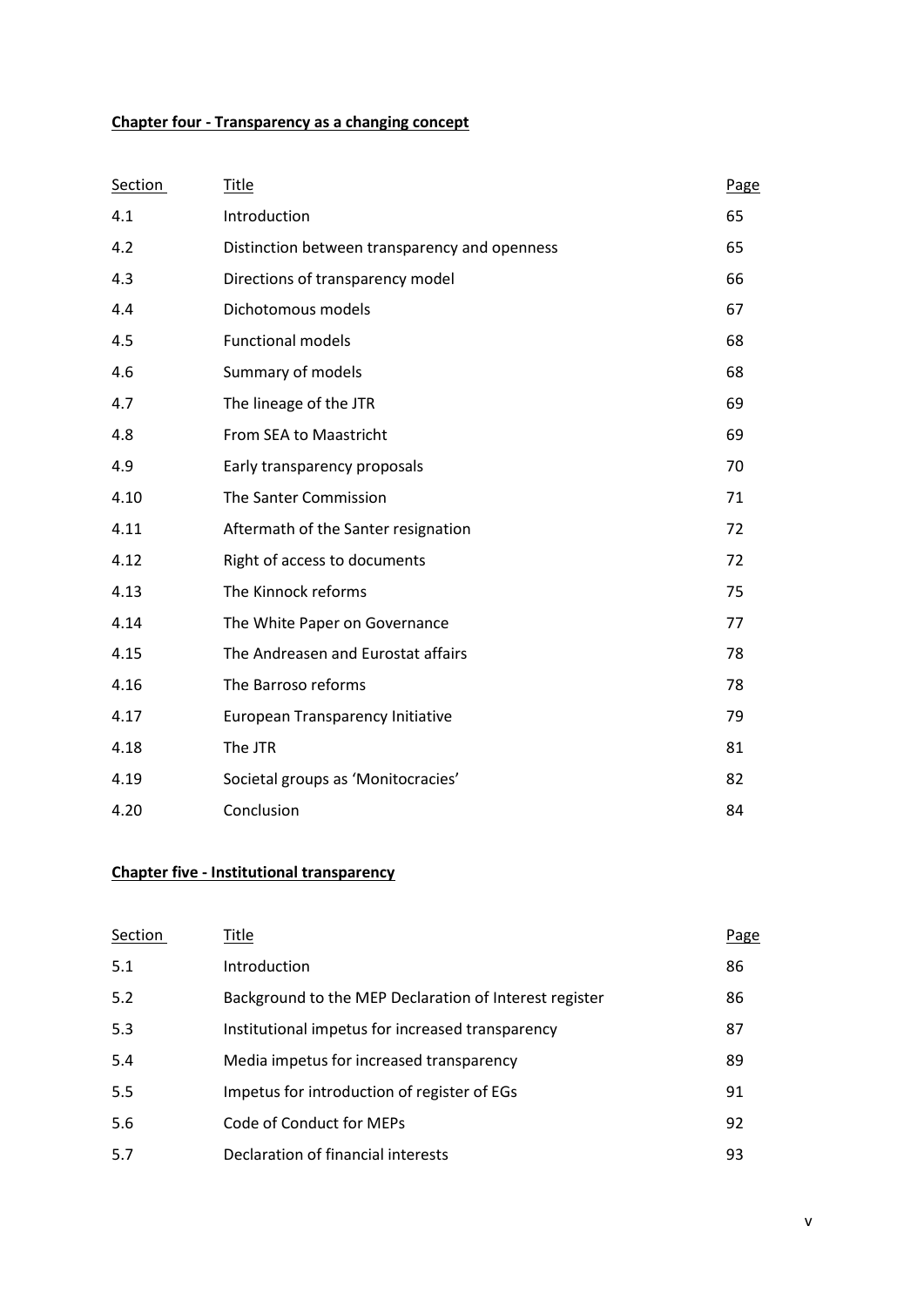**Chapter four - Transparency as a changing concept**

| Section | Title | Page |
|---|---|---|
| 4.1 | Introduction | 65 |
| 4.2 | Distinction between transparency and openness | 65 |
| 4.3 | Directions of transparency model | 66 |
| 4.4 | Dichotomous models | 67 |
| 4.5 | Functional models | 68 |
| 4.6 | Summary of models | 68 |
| 4.7 | The lineage of the JTR | 69 |
| 4.8 | From SEA to Maastricht | 69 |
| 4.9 | Early transparency proposals | 70 |
| 4.10 | The Santer Commission | 71 |
| 4.11 | Aftermath of the Santer resignation | 72 |
| 4.12 | Right of access to documents | 72 |
| 4.13 | The Kinnock reforms | 75 |
| 4.14 | The White Paper on Governance | 77 |
| 4.15 | The Andreasen and Eurostat affairs | 78 |
| 4.16 | The Barroso reforms | 78 |
| 4.17 | European Transparency Initiative | 79 |
| 4.18 | The JTR | 81 |
| 4.19 | Societal groups as 'Monitocracies' | 82 |
| 4.20 | Conclusion | 84 |

**Chapter five - Institutional transparency**

| Section | Title | Page |
|---|---|---|
| 5.1 | Introduction | 86 |
| 5.2 | Background to the MEP Declaration of Interest register | 86 |
| 5.3 | Institutional impetus for increased transparency | 87 |
| 5.4 | Media impetus for increased transparency | 89 |
| 5.5 | Impetus for introduction of register of EGs | 91 |
| 5.6 | Code of Conduct for MEPs | 92 |
| 5.7 | Declaration of financial interests | 93 |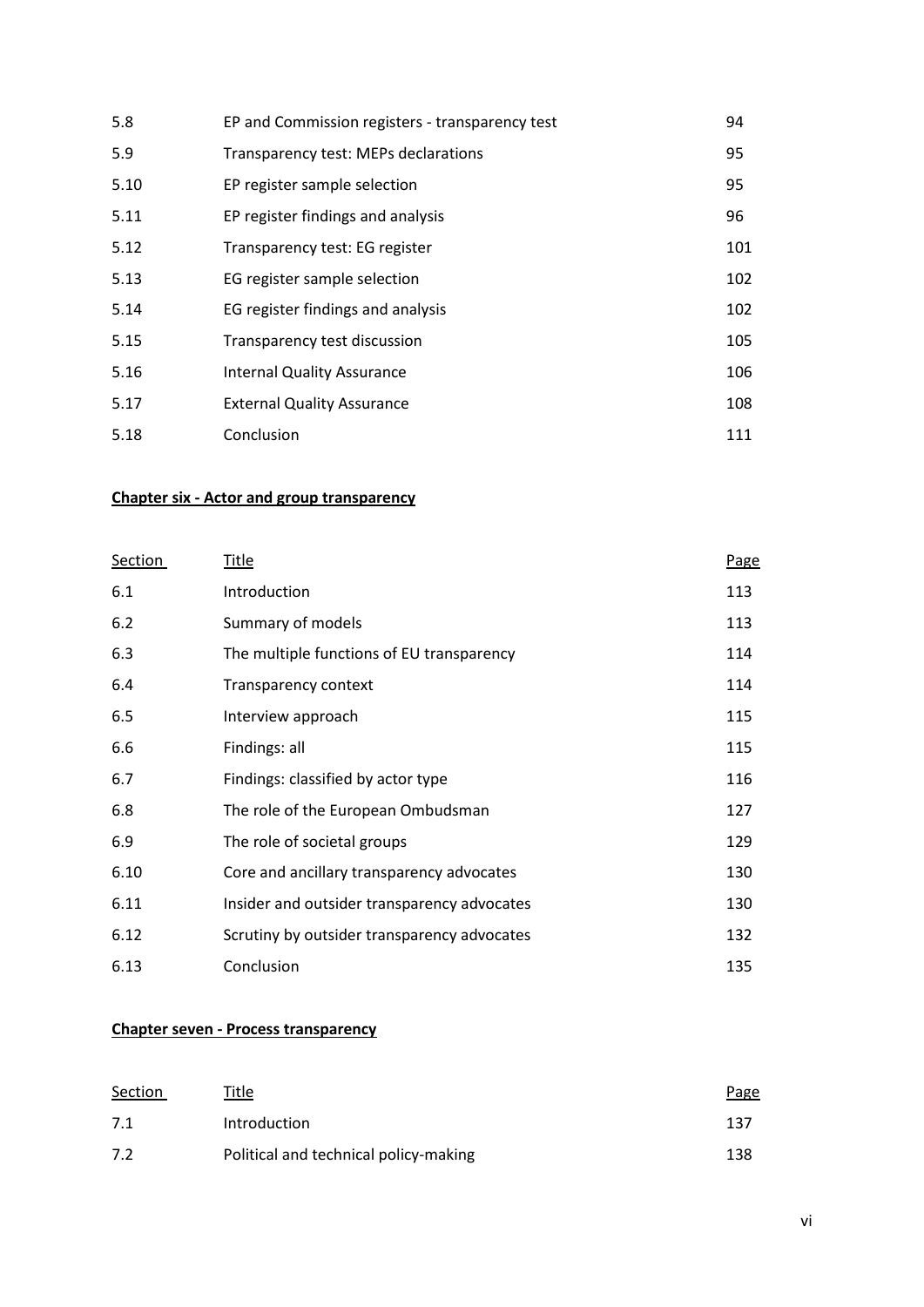| | | |
|---|---|---|
| 5.8 | EP and Commission registers - transparency test | 94 |
| 5.9 | Transparency test: MEPs declarations | 95 |
| 5.10 | EP register sample selection | 95 |
| 5.11 | EP register findings and analysis | 96 |
| 5.12 | Transparency test: EG register | 101 |
| 5.13 | EG register sample selection | 102 |
| 5.14 | EG register findings and analysis | 102 |
| 5.15 | Transparency test discussion | 105 |
| 5.16 | Internal Quality Assurance | 106 |
| 5.17 | External Quality Assurance | 108 |
| 5.18 | Conclusion | 111 |

**Chapter six - Actor and group transparency**

| Section | Title | Page |
|---|---|---|
| 6.1 | Introduction | 113 |
| 6.2 | Summary of models | 113 |
| 6.3 | The multiple functions of EU transparency | 114 |
| 6.4 | Transparency context | 114 |
| 6.5 | Interview approach | 115 |
| 6.6 | Findings: all | 115 |
| 6.7 | Findings: classified by actor type | 116 |
| 6.8 | The role of the European Ombudsman | 127 |
| 6.9 | The role of societal groups | 129 |
| 6.10 | Core and ancillary transparency advocates | 130 |
| 6.11 | Insider and outsider transparency advocates | 130 |
| 6.12 | Scrutiny by outsider transparency advocates | 132 |
| 6.13 | Conclusion | 135 |

**Chapter seven - Process transparency**

| Section | Title | Page |
|---|---|---|
| 7.1 | Introduction | 137 |
| 7.2 | Political and technical policy-making | 138 |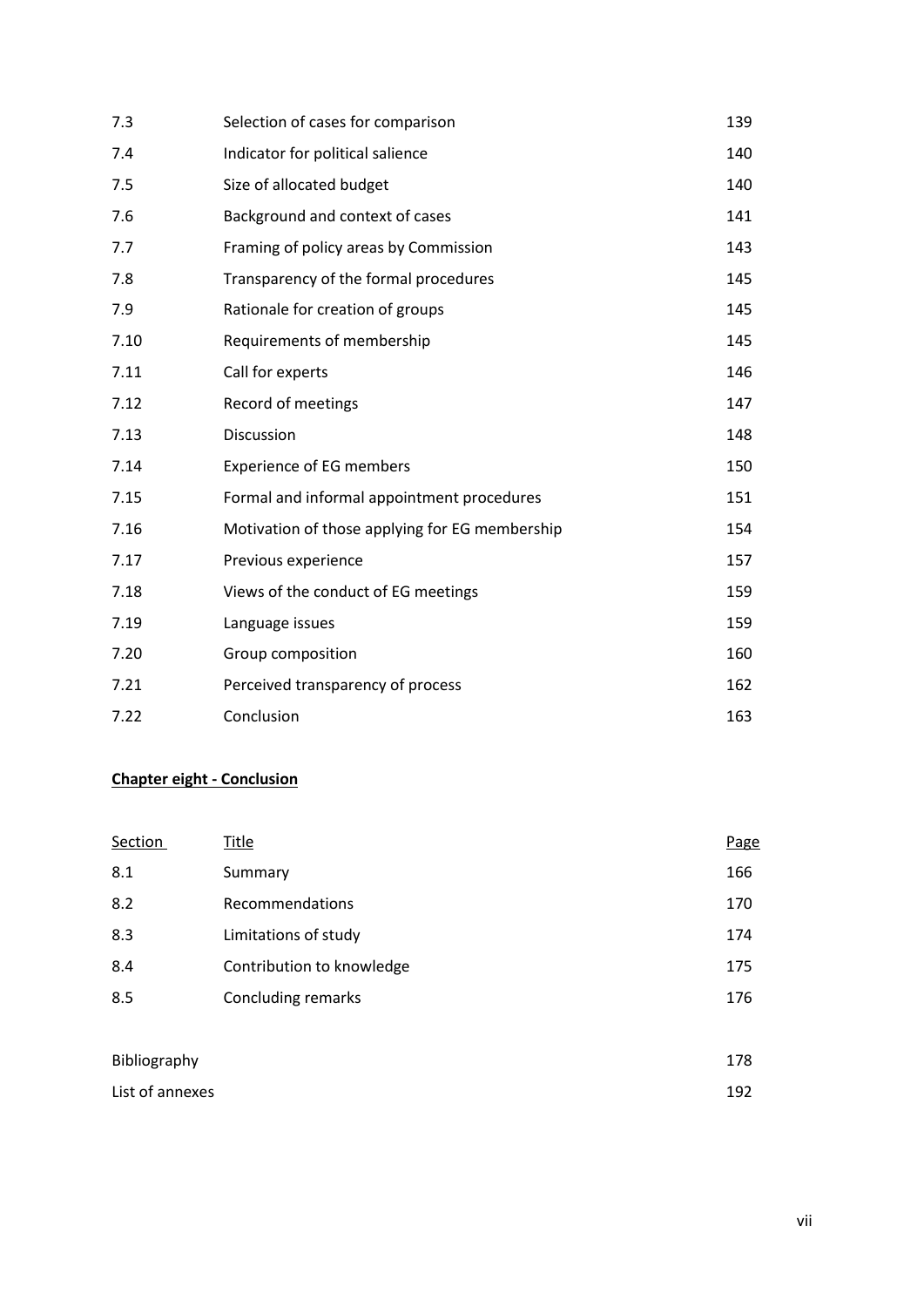| | | |
|---|---|---|
| 7.3 | Selection of cases for comparison | 139 |
| 7.4 | Indicator for political salience | 140 |
| 7.5 | Size of allocated budget | 140 |
| 7.6 | Background and context of cases | 141 |
| 7.7 | Framing of policy areas by Commission | 143 |
| 7.8 | Transparency of the formal procedures | 145 |
| 7.9 | Rationale for creation of groups | 145 |
| 7.10 | Requirements of membership | 145 |
| 7.11 | Call for experts | 146 |
| 7.12 | Record of meetings | 147 |
| 7.13 | Discussion | 148 |
| 7.14 | Experience of EG members | 150 |
| 7.15 | Formal and informal appointment procedures | 151 |
| 7.16 | Motivation of those applying for EG membership | 154 |
| 7.17 | Previous experience | 157 |
| 7.18 | Views of the conduct of EG meetings | 159 |
| 7.19 | Language issues | 159 |
| 7.20 | Group composition | 160 |
| 7.21 | Perceived transparency of process | 162 |
| 7.22 | Conclusion | 163 |

**Chapter eight - Conclusion**

| Section | Title | Page |
|---|---|---|
| 8.1 | Summary | 166 |
| 8.2 | Recommendations | 170 |
| 8.3 | Limitations of study | 174 |
| 8.4 | Contribution to knowledge | 175 |
| 8.5 | Concluding remarks | 176 |

| | |
|---|---|
| Bibliography | 178 |
| List of annexes | 192 |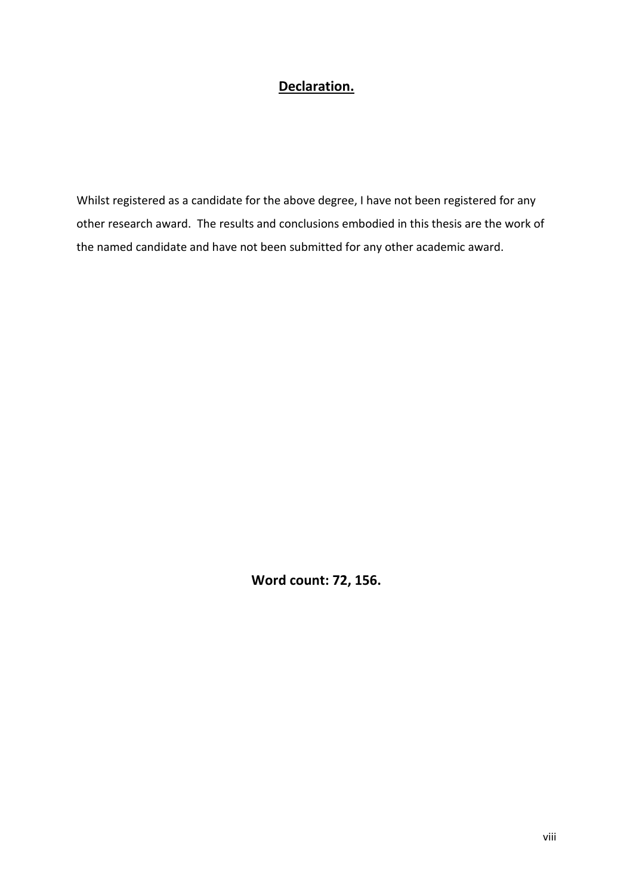# **Declaration.**

Whilst registered as a candidate for the above degree, I have not been registered for any other research award. The results and conclusions embodied in this thesis are the work of the named candidate and have not been submitted for any other academic award.

**Word count: 72, 156.**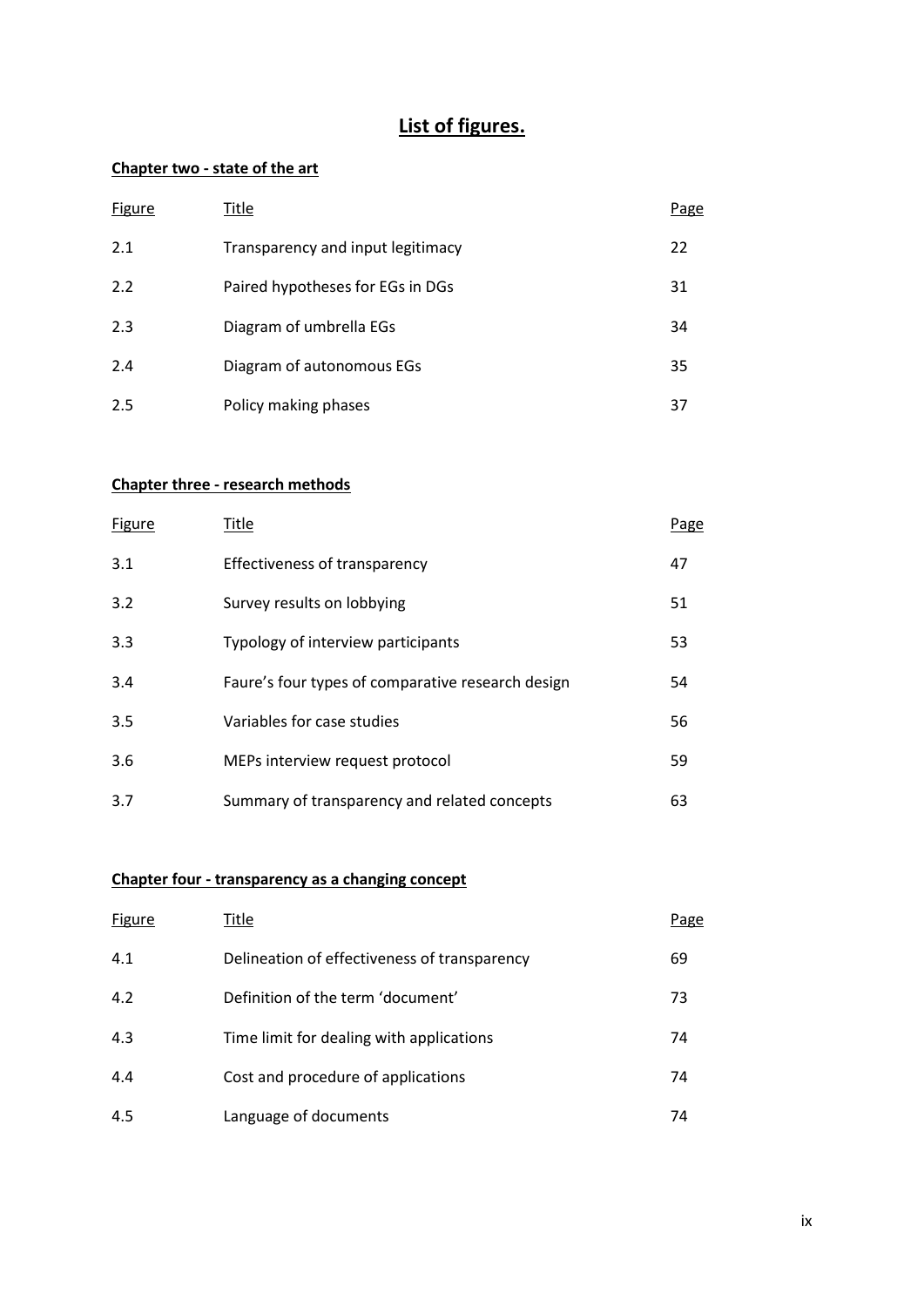# List of figures.

## Chapter two - state of the art

| Figure | Title | Page |
|---|---|---|
| 2.1 | Transparency and input legitimacy | 22 |
| 2.2 | Paired hypotheses for EGs in DGs | 31 |
| 2.3 | Diagram of umbrella EGs | 34 |
| 2.4 | Diagram of autonomous EGs | 35 |
| 2.5 | Policy making phases | 37 |

## Chapter three - research methods

| Figure | Title | Page |
|---|---|---|
| 3.1 | Effectiveness of transparency | 47 |
| 3.2 | Survey results on lobbying | 51 |
| 3.3 | Typology of interview participants | 53 |
| 3.4 | Faure's four types of comparative research design | 54 |
| 3.5 | Variables for case studies | 56 |
| 3.6 | MEPs interview request protocol | 59 |
| 3.7 | Summary of transparency and related concepts | 63 |

## Chapter four - transparency as a changing concept

| Figure | Title | Page |
|---|---|---|
| 4.1 | Delineation of effectiveness of transparency | 69 |
| 4.2 | Definition of the term 'document' | 73 |
| 4.3 | Time limit for dealing with applications | 74 |
| 4.4 | Cost and procedure of applications | 74 |
| 4.5 | Language of documents | 74 |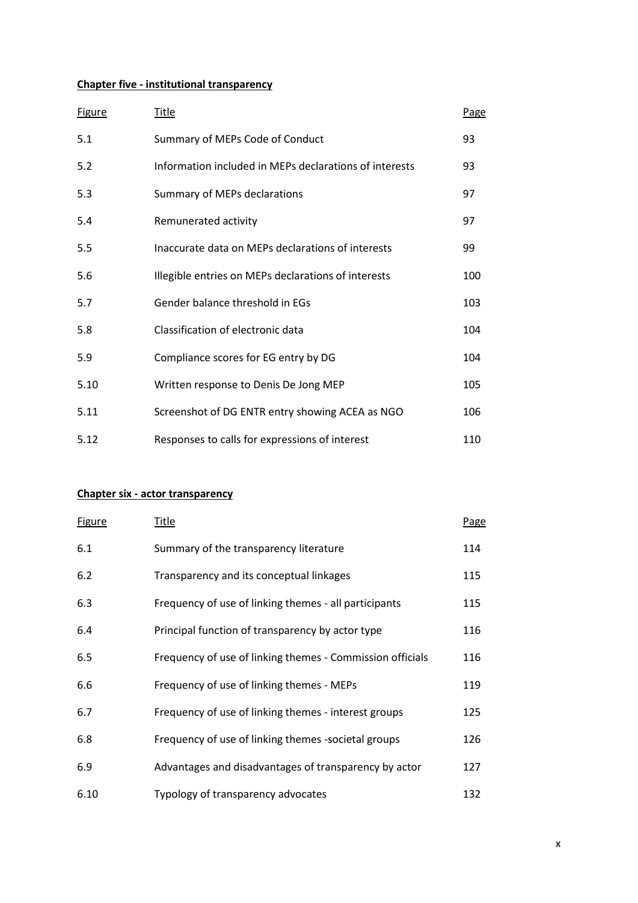**Chapter five - institutional transparency**

| Figure | Title | Page |
|---|---|---|
| 5.1 | Summary of MEPs Code of Conduct | 93 |
| 5.2 | Information included in MEPs declarations of interests | 93 |
| 5.3 | Summary of MEPs declarations | 97 |
| 5.4 | Remunerated activity | 97 |
| 5.5 | Inaccurate data on MEPs declarations of interests | 99 |
| 5.6 | Illegible entries on MEPs declarations of interests | 100 |
| 5.7 | Gender balance threshold in EGs | 103 |
| 5.8 | Classification of electronic data | 104 |
| 5.9 | Compliance scores for EG entry by DG | 104 |
| 5.10 | Written response to Denis De Jong MEP | 105 |
| 5.11 | Screenshot of DG ENTR entry showing ACEA as NGO | 106 |
| 5.12 | Responses to calls for expressions of interest | 110 |

**Chapter six - actor transparency**

| Figure | Title | Page |
|---|---|---|
| 6.1 | Summary of the transparency literature | 114 |
| 6.2 | Transparency and its conceptual linkages | 115 |
| 6.3 | Frequency of use of linking themes - all participants | 115 |
| 6.4 | Principal function of transparency by actor type | 116 |
| 6.5 | Frequency of use of linking themes - Commission officials | 116 |
| 6.6 | Frequency of use of linking themes - MEPs | 119 |
| 6.7 | Frequency of use of linking themes - interest groups | 125 |
| 6.8 | Frequency of use of linking themes -societal groups | 126 |
| 6.9 | Advantages and disadvantages of transparency by actor | 127 |
| 6.10 | Typology of transparency advocates | 132 |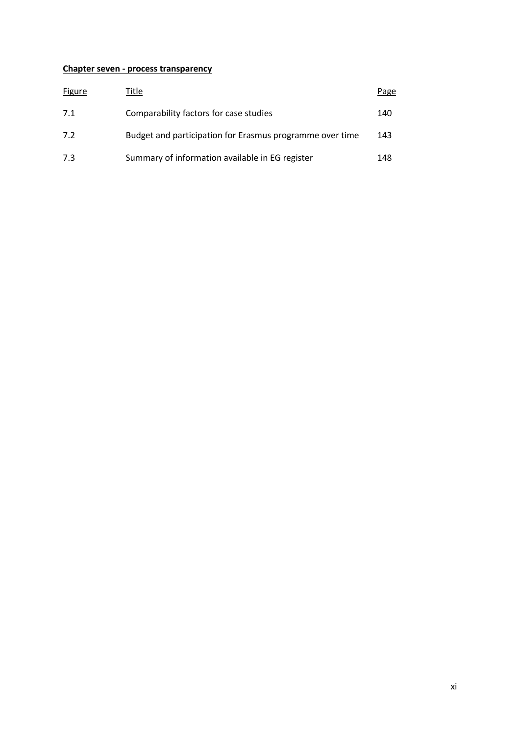**Chapter seven - process transparency**

| Figure | Title | Page |
|---|---|---|
| 7.1 | Comparability factors for case studies | 140 |
| 7.2 | Budget and participation for Erasmus programme over time | 143 |
| 7.3 | Summary of information available in EG register | 148 |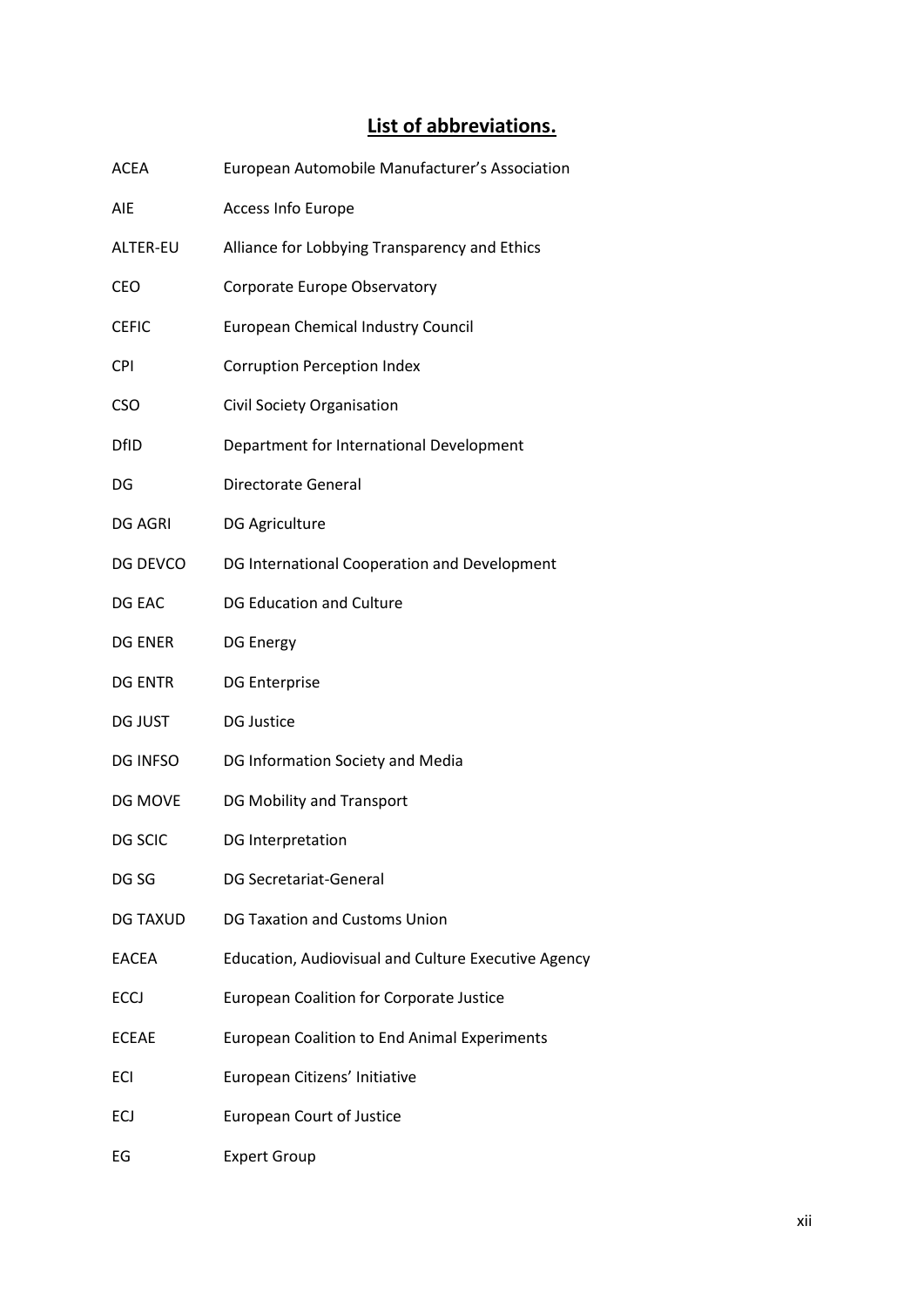## **List of abbreviations.**

| | |
|---|---|
| ACEA | European Automobile Manufacturer's Association |
| AIE | Access Info Europe |
| ALTER-EU | Alliance for Lobbying Transparency and Ethics |
| CEO | Corporate Europe Observatory |
| CEFIC | European Chemical Industry Council |
| CPI | Corruption Perception Index |
| CSO | Civil Society Organisation |
| DfID | Department for International Development |
| DG | Directorate General |
| DG AGRI | DG Agriculture |
| DG DEVCO | DG International Cooperation and Development |
| DG EAC | DG Education and Culture |
| DG ENER | DG Energy |
| DG ENTR | DG Enterprise |
| DG JUST | DG Justice |
| DG INFSO | DG Information Society and Media |
| DG MOVE | DG Mobility and Transport |
| DG SCIC | DG Interpretation |
| DG SG | DG Secretariat-General |
| DG TAXUD | DG Taxation and Customs Union |
| EACEA | Education, Audiovisual and Culture Executive Agency |
| ECCJ | European Coalition for Corporate Justice |
| ECEAE | European Coalition to End Animal Experiments |
| ECI | European Citizens' Initiative |
| ECJ | European Court of Justice |
| EG | Expert Group |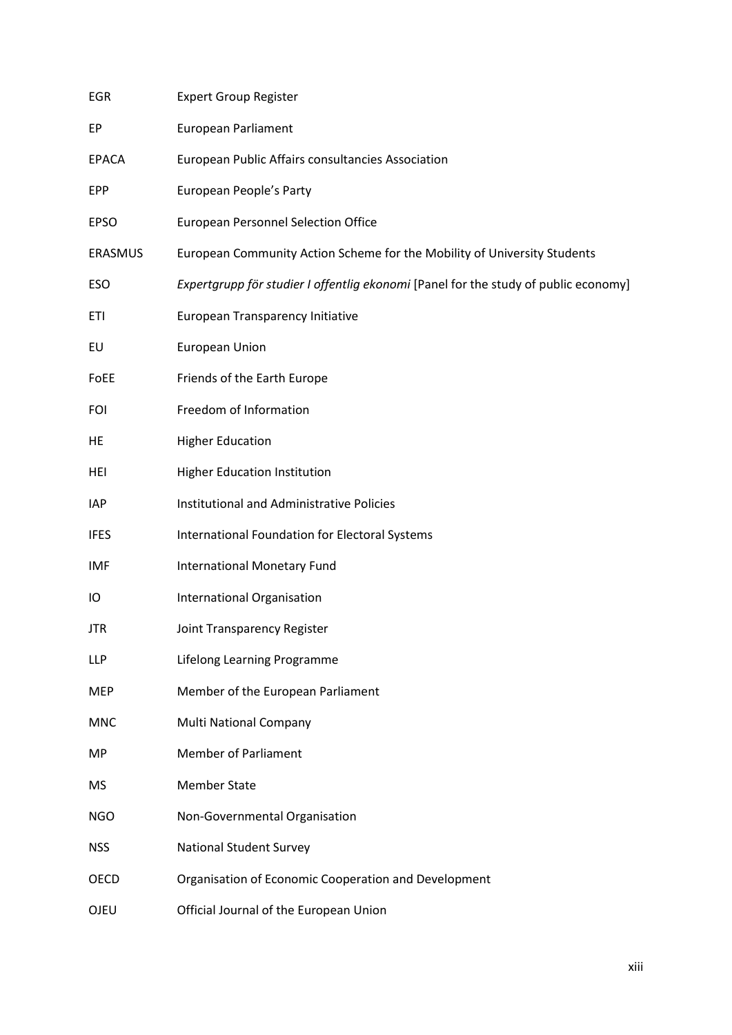| | |
|---|---|
| EGR | Expert Group Register |
| EP | European Parliament |
| EPACA | European Public Affairs consultancies Association |
| EPP | European People's Party |
| EPSO | European Personnel Selection Office |
| ERASMUS | European Community Action Scheme for the Mobility of University Students |
| ESO | *Expertgrupp för studier I offentlig ekonomi* [Panel for the study of public economy] |
| ETI | European Transparency Initiative |
| EU | European Union |
| FoEE | Friends of the Earth Europe |
| FOI | Freedom of Information |
| HE | Higher Education |
| HEI | Higher Education Institution |
| IAP | Institutional and Administrative Policies |
| IFES | International Foundation for Electoral Systems |
| IMF | International Monetary Fund |
| IO | International Organisation |
| JTR | Joint Transparency Register |
| LLP | Lifelong Learning Programme |
| MEP | Member of the European Parliament |
| MNC | Multi National Company |
| MP | Member of Parliament |
| MS | Member State |
| NGO | Non-Governmental Organisation |
| NSS | National Student Survey |
| OECD | Organisation of Economic Cooperation and Development |
| OJEU | Official Journal of the European Union |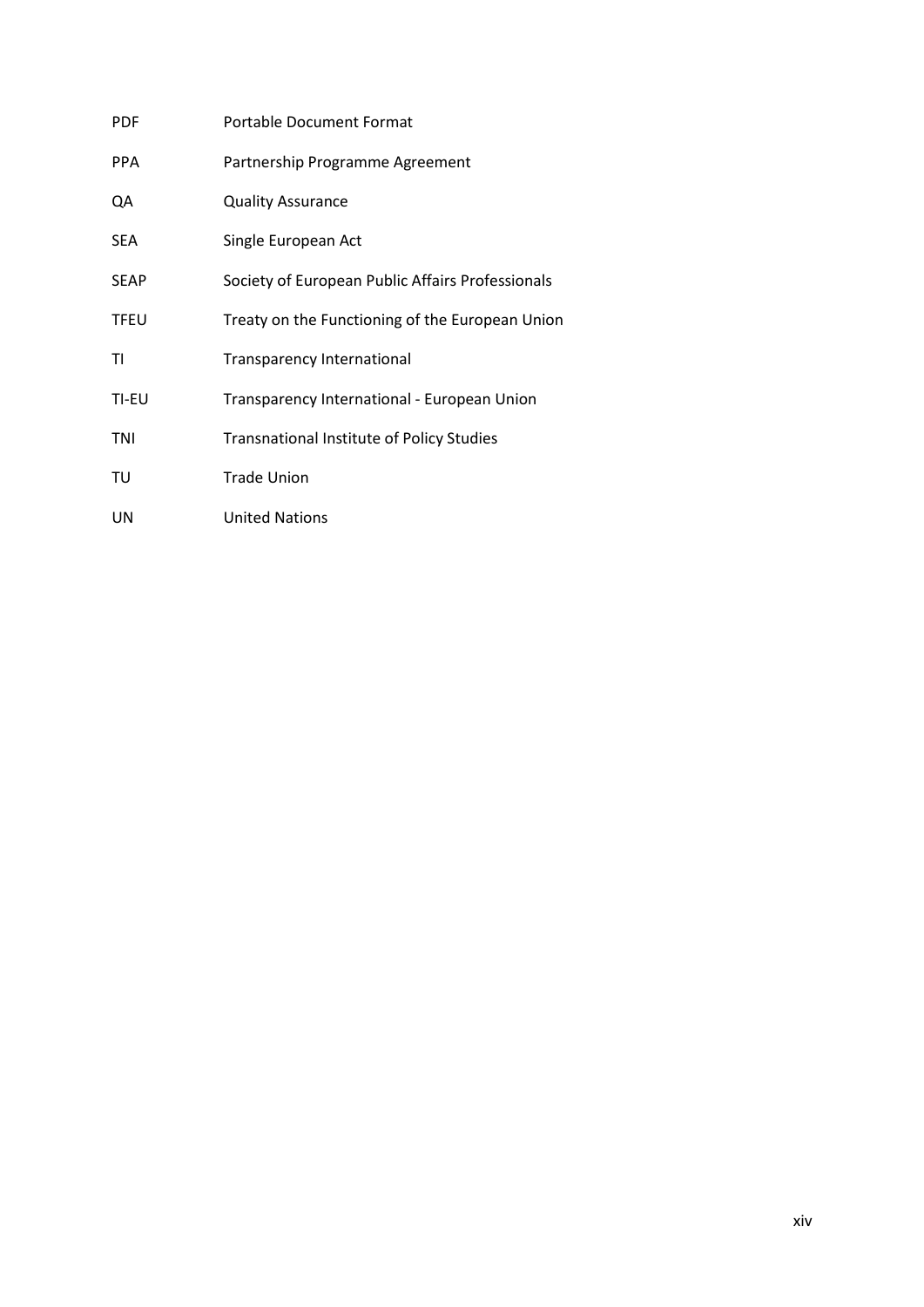| | |
|---|---|
| PDF | Portable Document Format |
| PPA | Partnership Programme Agreement |
| QA | Quality Assurance |
| SEA | Single European Act |
| SEAP | Society of European Public Affairs Professionals |
| TFEU | Treaty on the Functioning of the European Union |
| TI | Transparency International |
| TI-EU | Transparency International - European Union |
| TNI | Transnational Institute of Policy Studies |
| TU | Trade Union |
| UN | United Nations |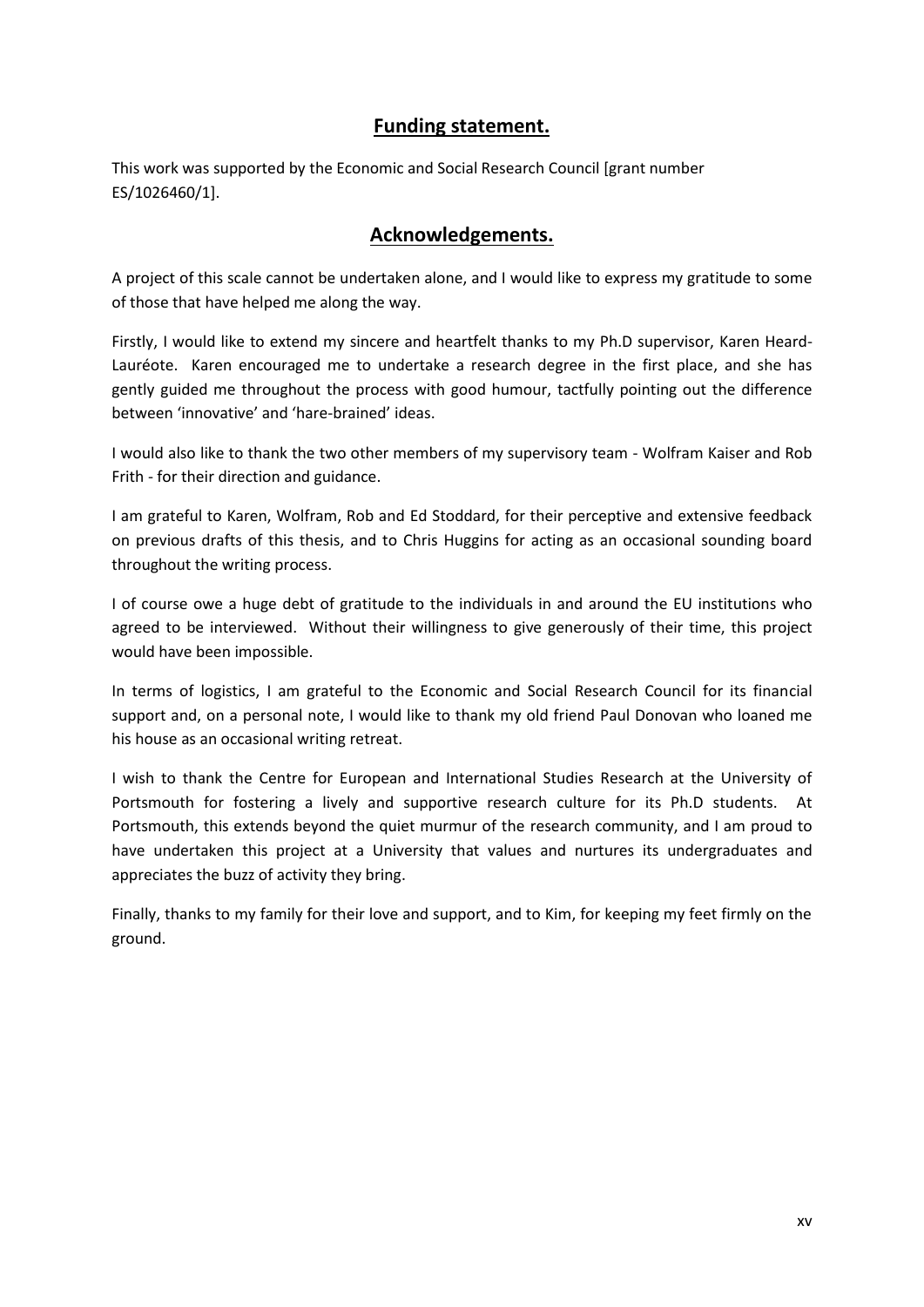## Funding statement.

This work was supported by the Economic and Social Research Council [grant number ES/1026460/1].

## Acknowledgements.

A project of this scale cannot be undertaken alone, and I would like to express my gratitude to some of those that have helped me along the way.

Firstly, I would like to extend my sincere and heartfelt thanks to my Ph.D supervisor, Karen Heard-Lauréote. Karen encouraged me to undertake a research degree in the first place, and she has gently guided me throughout the process with good humour, tactfully pointing out the difference between 'innovative' and 'hare-brained' ideas.

I would also like to thank the two other members of my supervisory team - Wolfram Kaiser and Rob Frith - for their direction and guidance.

I am grateful to Karen, Wolfram, Rob and Ed Stoddard, for their perceptive and extensive feedback on previous drafts of this thesis, and to Chris Huggins for acting as an occasional sounding board throughout the writing process.

I of course owe a huge debt of gratitude to the individuals in and around the EU institutions who agreed to be interviewed. Without their willingness to give generously of their time, this project would have been impossible.

In terms of logistics, I am grateful to the Economic and Social Research Council for its financial support and, on a personal note, I would like to thank my old friend Paul Donovan who loaned me his house as an occasional writing retreat.

I wish to thank the Centre for European and International Studies Research at the University of Portsmouth for fostering a lively and supportive research culture for its Ph.D students. At Portsmouth, this extends beyond the quiet murmur of the research community, and I am proud to have undertaken this project at a University that values and nurtures its undergraduates and appreciates the buzz of activity they bring.

Finally, thanks to my family for their love and support, and to Kim, for keeping my feet firmly on the ground.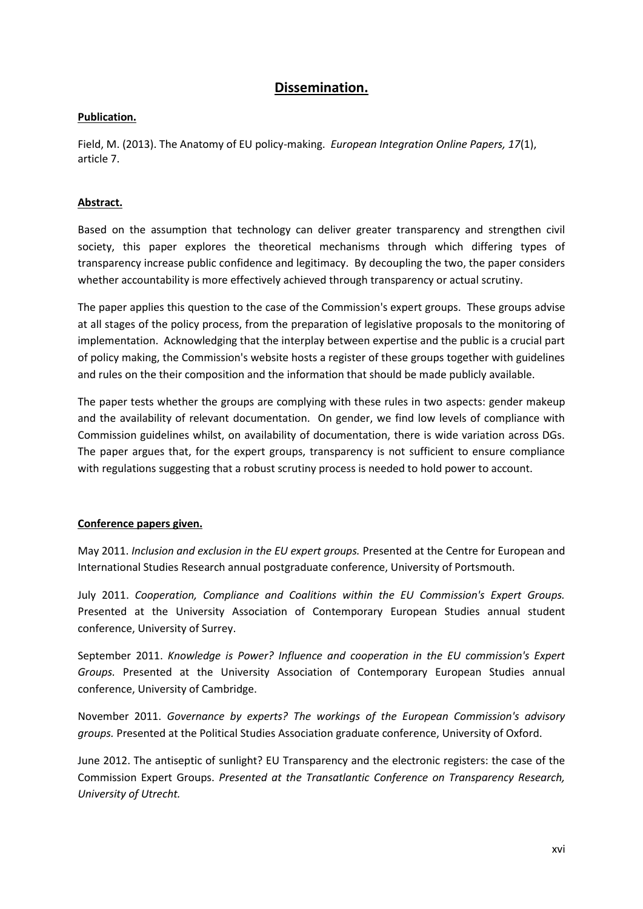# **Dissemination.**

**Publication.**

Field, M. (2013). The Anatomy of EU policy-making. *European Integration Online Papers, 17*(1), article 7.

**Abstract.**

Based on the assumption that technology can deliver greater transparency and strengthen civil society, this paper explores the theoretical mechanisms through which differing types of transparency increase public confidence and legitimacy. By decoupling the two, the paper considers whether accountability is more effectively achieved through transparency or actual scrutiny.

The paper applies this question to the case of the Commission's expert groups. These groups advise at all stages of the policy process, from the preparation of legislative proposals to the monitoring of implementation. Acknowledging that the interplay between expertise and the public is a crucial part of policy making, the Commission's website hosts a register of these groups together with guidelines and rules on the their composition and the information that should be made publicly available.

The paper tests whether the groups are complying with these rules in two aspects: gender makeup and the availability of relevant documentation. On gender, we find low levels of compliance with Commission guidelines whilst, on availability of documentation, there is wide variation across DGs. The paper argues that, for the expert groups, transparency is not sufficient to ensure compliance with regulations suggesting that a robust scrutiny process is needed to hold power to account.

**Conference papers given.**

May 2011. *Inclusion and exclusion in the EU expert groups.* Presented at the Centre for European and International Studies Research annual postgraduate conference, University of Portsmouth.

July 2011. *Cooperation, Compliance and Coalitions within the EU Commission's Expert Groups.* Presented at the University Association of Contemporary European Studies annual student conference, University of Surrey.

September 2011. *Knowledge is Power? Influence and cooperation in the EU commission's Expert Groups.* Presented at the University Association of Contemporary European Studies annual conference, University of Cambridge.

November 2011. *Governance by experts? The workings of the European Commission's advisory groups.* Presented at the Political Studies Association graduate conference, University of Oxford.

June 2012. The antiseptic of sunlight? EU Transparency and the electronic registers: the case of the Commission Expert Groups. *Presented at the Transatlantic Conference on Transparency Research, University of Utrecht.*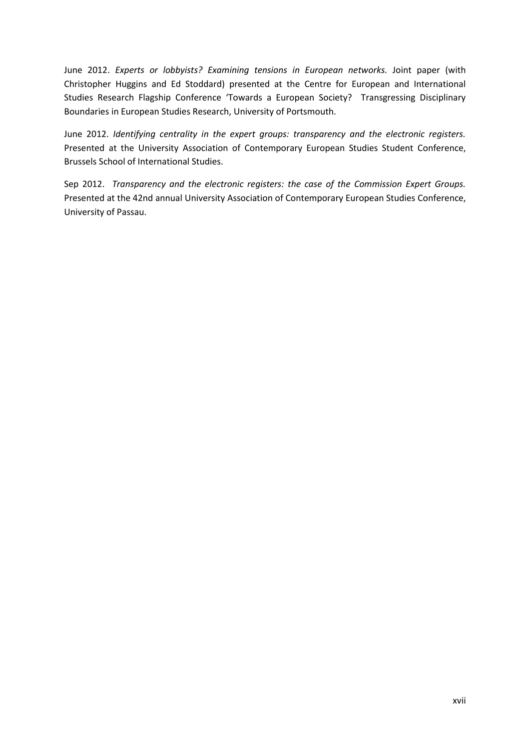June 2012. *Experts or lobbyists? Examining tensions in European networks.* Joint paper (with Christopher Huggins and Ed Stoddard) presented at the Centre for European and International Studies Research Flagship Conference 'Towards a European Society? Transgressing Disciplinary Boundaries in European Studies Research, University of Portsmouth.

June 2012. *Identifying centrality in the expert groups: transparency and the electronic registers.* Presented at the University Association of Contemporary European Studies Student Conference, Brussels School of International Studies.

Sep 2012. *Transparency and the electronic registers: the case of the Commission Expert Groups.* Presented at the 42nd annual University Association of Contemporary European Studies Conference, University of Passau.